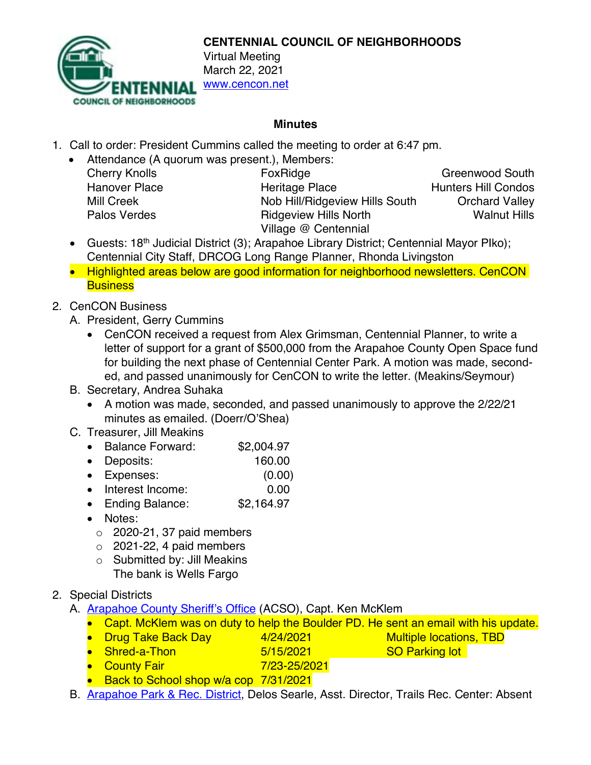# CENTENNIAL COUNCIL OF NEIGHBORHOODS

Virtual Meeting
March 22, 2021
www.cencon.net

## Minutes

1. Call to order: President Cummins called the meeting to order at 6:47 pm.
   - Attendance (A quorum was present.), Members:

| | | |
|---|---|---|
| Cherry Knolls | FoxRidge | Greenwood South |
| Hanover Place | Heritage Place | Hunters Hill Condos |
| Mill Creek | Nob Hill/Ridgeview Hills South | Orchard Valley |
| Palos Verdes | Ridgeview Hills North | Walnut Hills |
| | Village @ Centennial | |

   - Guests: 18th Judicial District (3); Arapahoe Library District; Centennial Mayor PIko); Centennial City Staff, DRCOG Long Range Planner, Rhonda Livingston
   - Highlighted areas below are good information for neighborhood newsletters. CenCON Business

2. CenCON Business
   A. President, Gerry Cummins
      - CenCON received a request from Alex Grimsman, Centennial Planner, to write a letter of support for a grant of $500,000 from the Arapahoe County Open Space fund for building the next phase of Centennial Center Park. A motion was made, seconded, and passed unanimously for CenCON to write the letter. (Meakins/Seymour)

   B. Secretary, Andrea Suhaka
      - A motion was made, seconded, and passed unanimously to approve the 2/22/21 minutes as emailed. (Doerr/O'Shea)

   C. Treasurer, Jill Meakins
      - Balance Forward: $2,004.97
      - Deposits: 160.00
      - Expenses: (0.00)
      - Interest Income: 0.00
      - Ending Balance: $2,164.97
      - Notes:
        - 2020-21, 37 paid members
        - 2021-22, 4 paid members
        - Submitted by: Jill Meakins
          The bank is Wells Fargo

2. Special Districts
   A. Arapahoe County Sheriff's Office (ACSO), Capt. Ken McKlem
      - Capt. McKlem was on duty to help the Boulder PD. He sent an email with his update.
      - Drug Take Back Day 4/24/2021 Multiple locations, TBD
      - Shred-a-Thon 5/15/2021 SO Parking lot
      - County Fair 7/23-25/2021
      - Back to School shop w/a cop 7/31/2021

   B. Arapahoe Park & Rec. District, Delos Searle, Asst. Director, Trails Rec. Center: Absent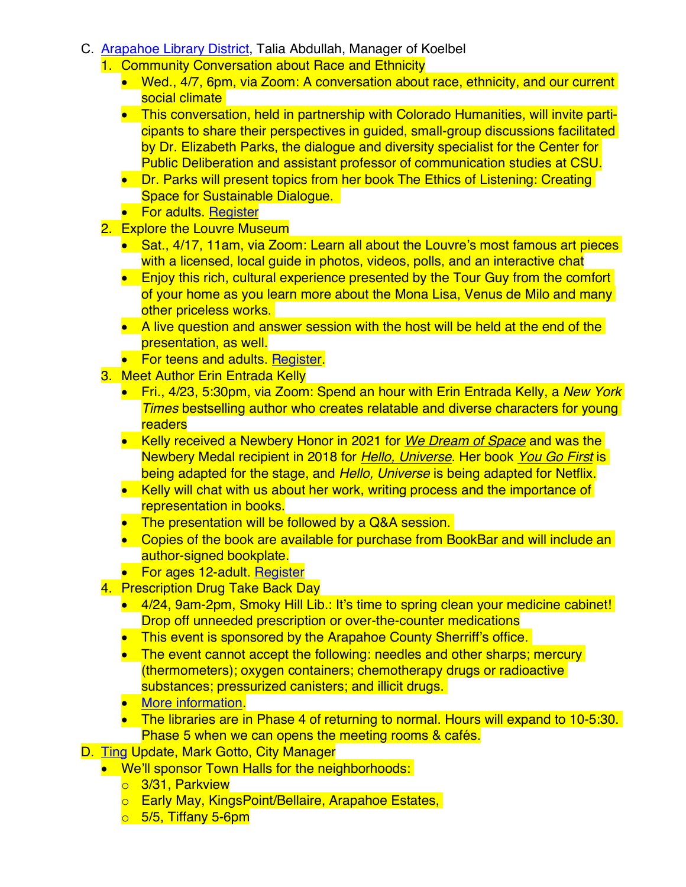C. [Arapahoe Library District](), Talia Abdullah, Manager of Koelbel
   1. Community Conversation about Race and Ethnicity
      - Wed., 4/7, 6pm, via Zoom: A conversation about race, ethnicity, and our current social climate
      - This conversation, held in partnership with Colorado Humanities, will invite participants to share their perspectives in guided, small-group discussions facilitated by Dr. Elizabeth Parks, the dialogue and diversity specialist for the Center for Public Deliberation and assistant professor of communication studies at CSU.
      - Dr. Parks will present topics from her book The Ethics of Listening: Creating Space for Sustainable Dialogue.
      - For adults. [Register]()
   2. Explore the Louvre Museum
      - Sat., 4/17, 11am, via Zoom: Learn all about the Louvre's most famous art pieces with a licensed, local guide in photos, videos, polls, and an interactive chat
      - Enjoy this rich, cultural experience presented by the Tour Guy from the comfort of your home as you learn more about the Mona Lisa, Venus de Milo and many other priceless works.
      - A live question and answer session with the host will be held at the end of the presentation, as well.
      - For teens and adults. [Register]().
   3. Meet Author Erin Entrada Kelly
      - Fri., 4/23, 5:30pm, via Zoom: Spend an hour with Erin Entrada Kelly, a *New York Times* bestselling author who creates relatable and diverse characters for young readers
      - Kelly received a Newbery Honor in 2021 for *[We Dream of Space]()* and was the Newbery Medal recipient in 2018 for *[Hello, Universe]()*. Her book *[You Go First]()* is being adapted for the stage, and *Hello, Universe* is being adapted for Netflix.
      - Kelly will chat with us about her work, writing process and the importance of representation in books.
      - The presentation will be followed by a Q&A session.
      - Copies of the book are available for purchase from BookBar and will include an author-signed bookplate.
      - For ages 12-adult. [Register]()
   4. Prescription Drug Take Back Day
      - 4/24, 9am-2pm, Smoky Hill Lib.: It's time to spring clean your medicine cabinet! Drop off unneeded prescription or over-the-counter medications
      - This event is sponsored by the Arapahoe County Sherriff's office.
      - The event cannot accept the following: needles and other sharps; mercury (thermometers); oxygen containers; chemotherapy drugs or radioactive substances; pressurized canisters; and illicit drugs.
      - [More information]().
      - The libraries are in Phase 4 of returning to normal. Hours will expand to 10-5:30. Phase 5 when we can opens the meeting rooms & cafés.

D. [Ting]() Update, Mark Gotto, City Manager
   - We'll sponsor Town Halls for the neighborhoods:
     - 3/31, Parkview
     - Early May, KingsPoint/Bellaire, Arapahoe Estates,
     - 5/5, Tiffany 5-6pm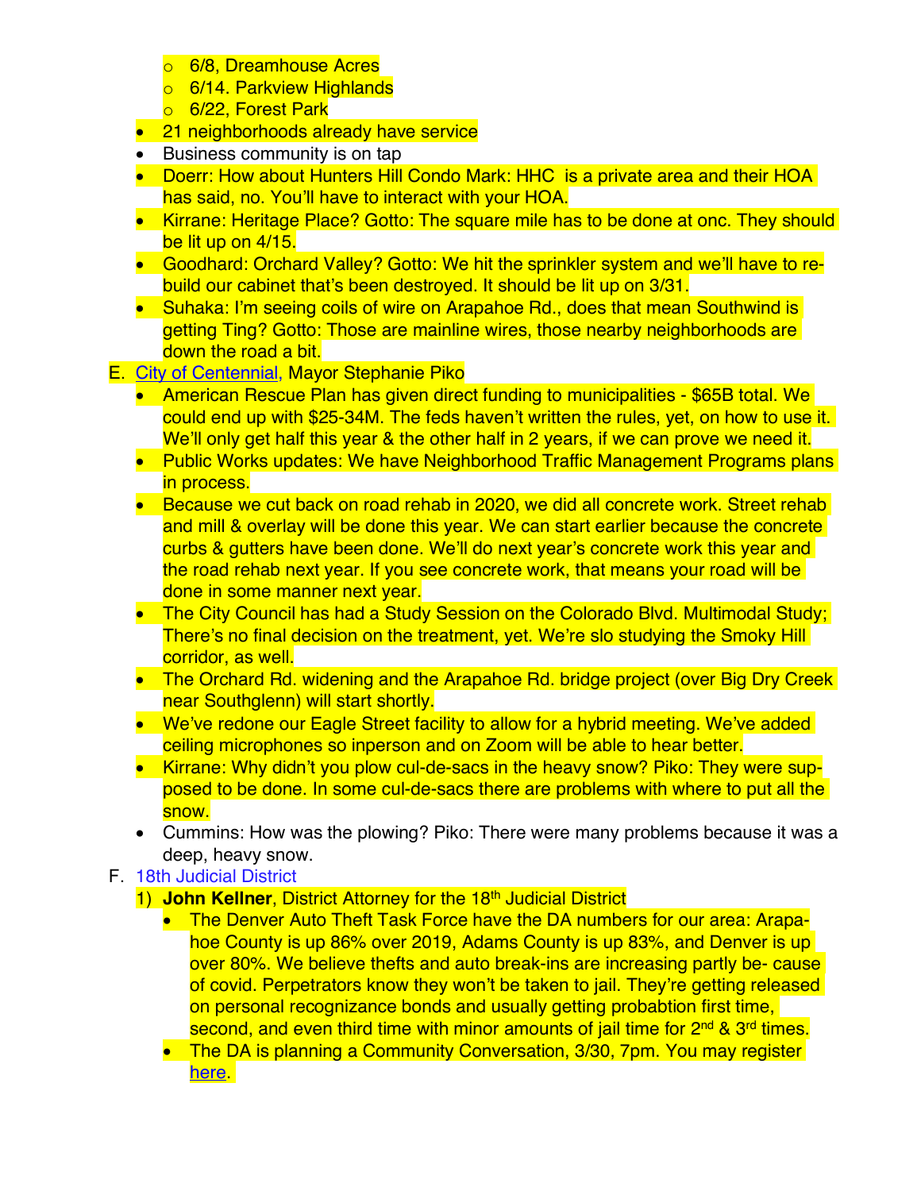- 6/8, Dreamhouse Acres
  - 6/14. Parkview Highlands
  - 6/22, Forest Park
- 21 neighborhoods already have service
- Business community is on tap
- Doerr: How about Hunters Hill Condo Mark: HHC is a private area and their HOA has said, no. You'll have to interact with your HOA.
- Kirrane: Heritage Place? Gotto: The square mile has to be done at onc. They should be lit up on 4/15.
- Goodhard: Orchard Valley? Gotto: We hit the sprinkler system and we'll have to re-build our cabinet that's been destroyed. It should be lit up on 3/31.
- Suhaka: I'm seeing coils of wire on Arapahoe Rd., does that mean Southwind is getting Ting? Gotto: Those are mainline wires, those nearby neighborhoods are down the road a bit.

E. City of Centennial, Mayor Stephanie Piko

- American Rescue Plan has given direct funding to municipalities - $65B total. We could end up with $25-34M. The feds haven't written the rules, yet, on how to use it. We'll only get half this year & the other half in 2 years, if we can prove we need it.
- Public Works updates: We have Neighborhood Traffic Management Programs plans in process.
- Because we cut back on road rehab in 2020, we did all concrete work. Street rehab and mill & overlay will be done this year. We can start earlier because the concrete curbs & gutters have been done. We'll do next year's concrete work this year and the road rehab next year. If you see concrete work, that means your road will be done in some manner next year.
- The City Council has had a Study Session on the Colorado Blvd. Multimodal Study; There's no final decision on the treatment, yet. We're slo studying the Smoky Hill corridor, as well.
- The Orchard Rd. widening and the Arapahoe Rd. bridge project (over Big Dry Creek near Southglenn) will start shortly.
- We've redone our Eagle Street facility to allow for a hybrid meeting. We've added ceiling microphones so inperson and on Zoom will be able to hear better.
- Kirrane: Why didn't you plow cul-de-sacs in the heavy snow? Piko: They were supposed to be done. In some cul-de-sacs there are problems with where to put all the snow.
- Cummins: How was the plowing? Piko: There were many problems because it was a deep, heavy snow.

F. 18th Judicial District

1) **John Kellner**, District Attorney for the 18th Judicial District
   - The Denver Auto Theft Task Force have the DA numbers for our area: Arapahoe County is up 86% over 2019, Adams County is up 83%, and Denver is up over 80%. We believe thefts and auto break-ins are increasing partly be- cause of covid. Perpetrators know they won't be taken to jail. They're getting released on personal recognizance bonds and usually getting probabtion first time, second, and even third time with minor amounts of jail time for 2nd & 3rd times.
   - The DA is planning a Community Conversation, 3/30, 7pm. You may register here.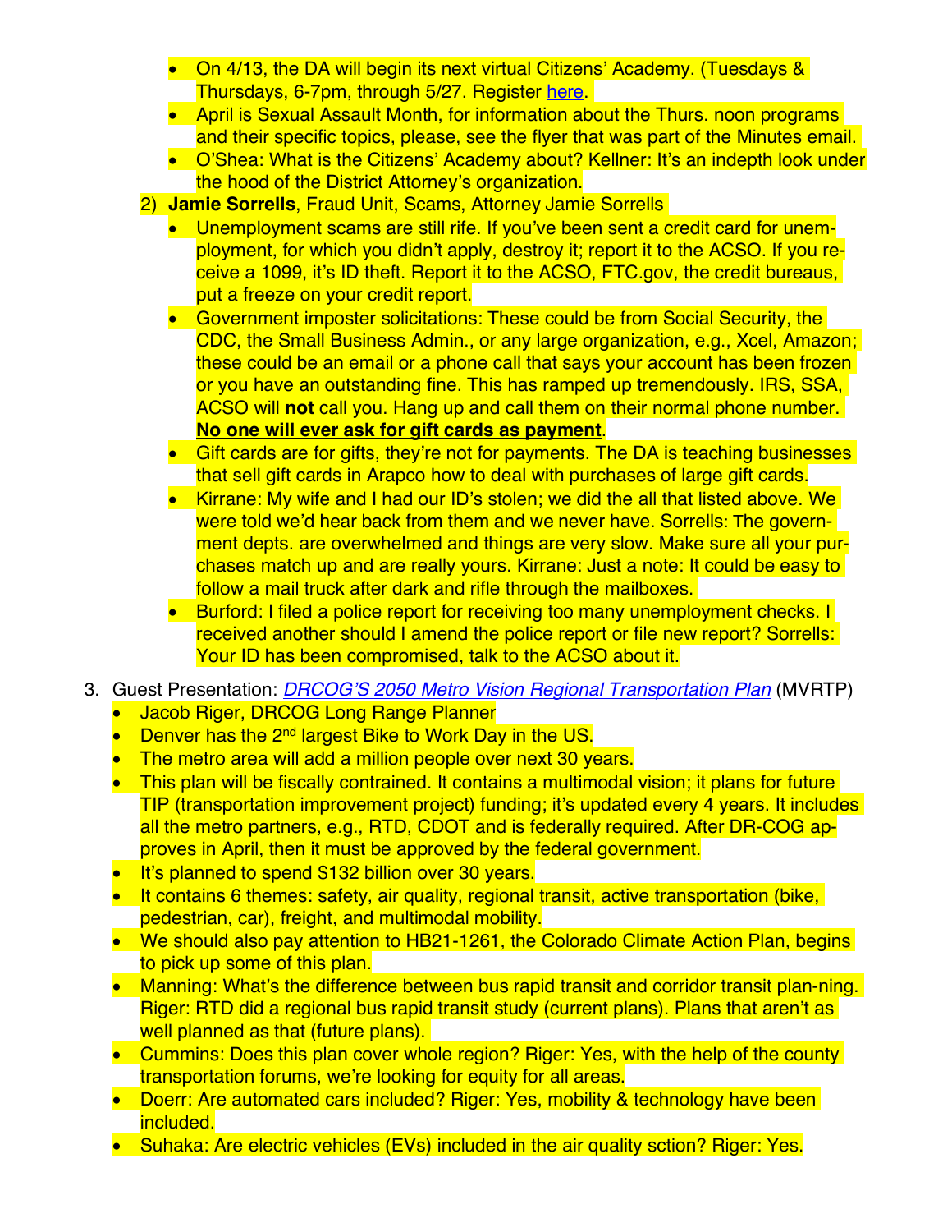- On 4/13, the DA will begin its next virtual Citizens' Academy. (Tuesdays & Thursdays, 6-7pm, through 5/27. Register [here](#).
- April is Sexual Assault Month, for information about the Thurs. noon programs and their specific topics, please, see the flyer that was part of the Minutes email.
- O'Shea: What is the Citizens' Academy about? Kellner: It's an indepth look under the hood of the District Attorney's organization.

2) **Jamie Sorrells**, Fraud Unit, Scams, Attorney Jamie Sorrells
   - Unemployment scams are still rife. If you've been sent a credit card for unemployment, for which you didn't apply, destroy it; report it to the ACSO. If you receive a 1099, it's ID theft. Report it to the ACSO, FTC.gov, the credit bureaus, put a freeze on your credit report.
   - Government imposter solicitations: These could be from Social Security, the CDC, the Small Business Admin., or any large organization, e.g., Xcel, Amazon; these could be an email or a phone call that says your account has been frozen or you have an outstanding fine. This has ramped up tremendously. IRS, SSA, ACSO will **not** call you. Hang up and call them on their normal phone number. **No one will ever ask for gift cards as payment**.
   - Gift cards are for gifts, they're not for payments. The DA is teaching businesses that sell gift cards in Arapco how to deal with purchases of large gift cards.
   - Kirrane: My wife and I had our ID's stolen; we did the all that listed above. We were told we'd hear back from them and we never have. Sorrells: The government depts. are overwhelmed and things are very slow. Make sure all your purchases match up and are really yours. Kirrane: Just a note: It could be easy to follow a mail truck after dark and rifle through the mailboxes.
   - Burford: I filed a police report for receiving too many unemployment checks. I received another should I amend the police report or file new report? Sorrells: Your ID has been compromised, talk to the ACSO about it.

3. Guest Presentation: *DRCOG'S 2050 Metro Vision Regional Transportation Plan* (MVRTP)
   - Jacob Riger, DRCOG Long Range Planner
   - Denver has the 2nd largest Bike to Work Day in the US.
   - The metro area will add a million people over next 30 years.
   - This plan will be fiscally contrained. It contains a multimodal vision; it plans for future TIP (transportation improvement project) funding; it's updated every 4 years. It includes all the metro partners, e.g., RTD, CDOT and is federally required. After DR-COG approves in April, then it must be approved by the federal government.
   - It's planned to spend $132 billion over 30 years.
   - It contains 6 themes: safety, air quality, regional transit, active transportation (bike, pedestrian, car), freight, and multimodal mobility.
   - We should also pay attention to HB21-1261, the Colorado Climate Action Plan, begins to pick up some of this plan.
   - Manning: What's the difference between bus rapid transit and corridor transit plan-ning. Riger: RTD did a regional bus rapid transit study (current plans). Plans that aren't as well planned as that (future plans).
   - Cummins: Does this plan cover whole region? Riger: Yes, with the help of the county transportation forums, we're looking for equity for all areas.
   - Doerr: Are automated cars included? Riger: Yes, mobility & technology have been included.
   - Suhaka: Are electric vehicles (EVs) included in the air quality sction? Riger: Yes.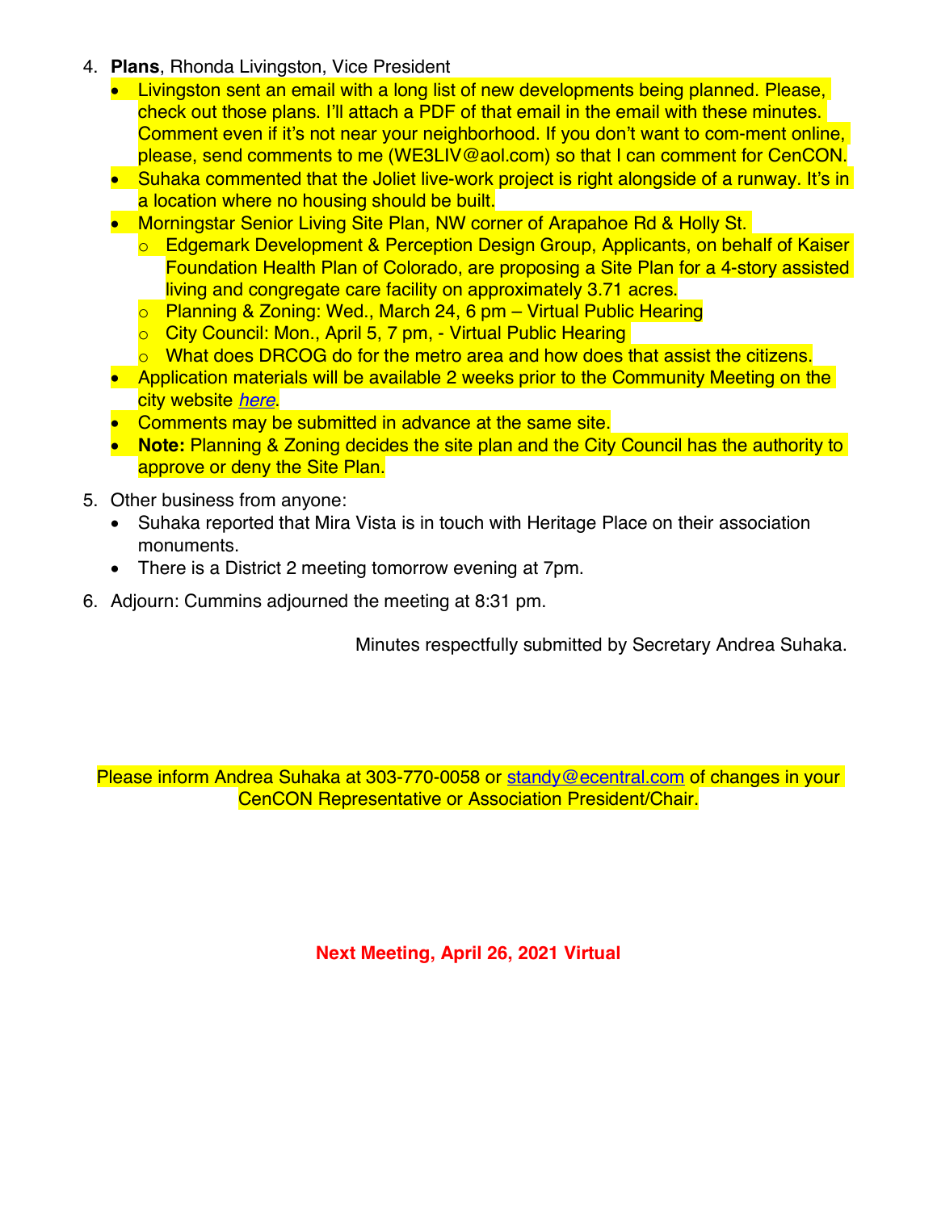4. **Plans**, Rhonda Livingston, Vice President
   - Livingston sent an email with a long list of new developments being planned. Please, check out those plans. I'll attach a PDF of that email in the email with these minutes. Comment even if it's not near your neighborhood. If you don't want to com-ment online, please, send comments to me (WE3LIV@aol.com) so that I can comment for CenCON.
   - Suhaka commented that the Joliet live-work project is right alongside of a runway. It's in a location where no housing should be built.
   - Morningstar Senior Living Site Plan, NW corner of Arapahoe Rd & Holly St.
     - Edgemark Development & Perception Design Group, Applicants, on behalf of Kaiser Foundation Health Plan of Colorado, are proposing a Site Plan for a 4-story assisted living and congregate care facility on approximately 3.71 acres.
     - Planning & Zoning: Wed., March 24, 6 pm – Virtual Public Hearing
     - City Council: Mon., April 5, 7 pm, - Virtual Public Hearing
     - What does DRCOG do for the metro area and how does that assist the citizens.
   - Application materials will be available 2 weeks prior to the Community Meeting on the city website *here*.
   - Comments may be submitted in advance at the same site.
   - **Note:** Planning & Zoning decides the site plan and the City Council has the authority to approve or deny the Site Plan.

5. Other business from anyone:
   - Suhaka reported that Mira Vista is in touch with Heritage Place on their association monuments.
   - There is a District 2 meeting tomorrow evening at 7pm.

6. Adjourn: Cummins adjourned the meeting at 8:31 pm.

Minutes respectfully submitted by Secretary Andrea Suhaka.

Please inform Andrea Suhaka at 303-770-0058 or standy@ecentral.com of changes in your CenCON Representative or Association President/Chair.

**Next Meeting, April 26, 2021 Virtual**